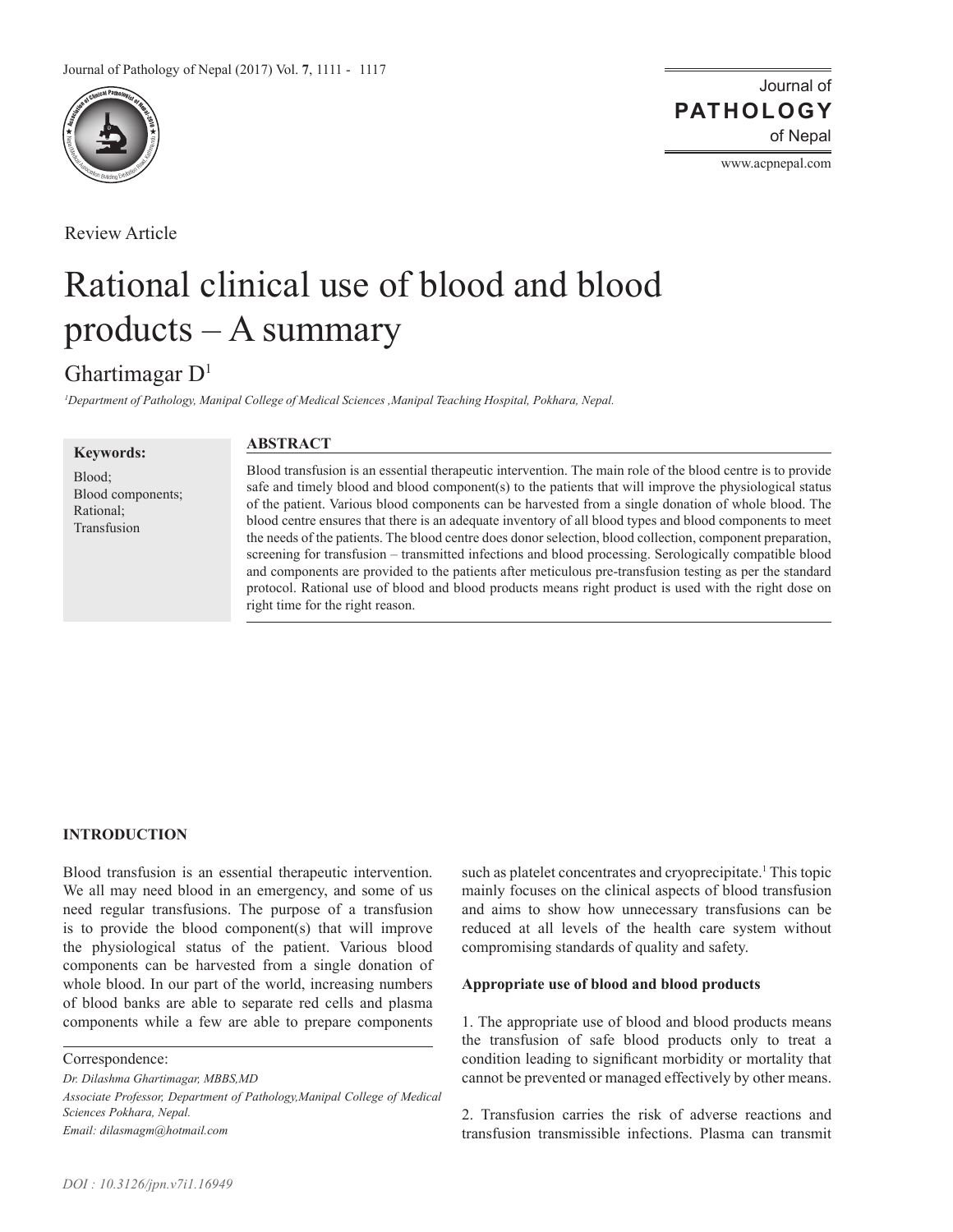Review Article

# Rational clinical use of blood and blood products – A summary

Ghartimagar D[1]

*[1]Department of Pathology, Manipal College of Medical Sciences ,Manipal Teaching Hospital, Pokhara, Nepal.*

**Keywords:**

Blood;
Blood components;
Rational;
Transfusion

## ABSTRACT

Blood transfusion is an essential therapeutic intervention. The main role of the blood centre is to provide safe and timely blood and blood component(s) to the patients that will improve the physiological status of the patient. Various blood components can be harvested from a single donation of whole blood. The blood centre ensures that there is an adequate inventory of all blood types and blood components to meet the needs of the patients. The blood centre does donor selection, blood collection, component preparation, screening for transfusion – transmitted infections and blood processing. Serologically compatible blood and components are provided to the patients after meticulous pre-transfusion testing as per the standard protocol. Rational use of blood and blood products means right product is used with the right dose on right time for the right reason.

## INTRODUCTION

Blood transfusion is an essential therapeutic intervention. We all may need blood in an emergency, and some of us need regular transfusions. The purpose of a transfusion is to provide the blood component(s) that will improve the physiological status of the patient. Various blood components can be harvested from a single donation of whole blood. In our part of the world, increasing numbers of blood banks are able to separate red cells and plasma components while a few are able to prepare components such as platelet concentrates and cryoprecipitate.[1] This topic mainly focuses on the clinical aspects of blood transfusion and aims to show how unnecessary transfusions can be reduced at all levels of the health care system without compromising standards of quality and safety.

### Appropriate use of blood and blood products

1. The appropriate use of blood and blood products means the transfusion of safe blood products only to treat a condition leading to significant morbidity or mortality that cannot be prevented or managed effectively by other means.

2. Transfusion carries the risk of adverse reactions and transfusion transmissible infections. Plasma can transmit

Correspondence:

*Dr. Dilashma Ghartimagar, MBBS,MD*

*Associate Professor, Department of Pathology,Manipal College of Medical Sciences Pokhara, Nepal.*

*Email: dilasmagm@hotmail.com*

*DOI : 10.3126/jpn.v7i1.16949*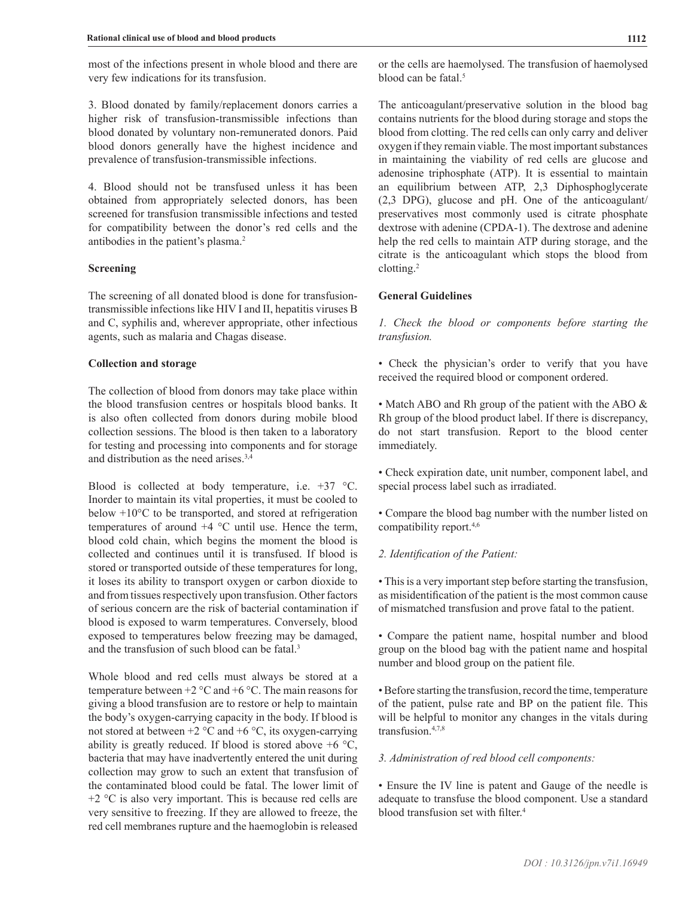most of the infections present in whole blood and there are very few indications for its transfusion.

3. Blood donated by family/replacement donors carries a higher risk of transfusion-transmissible infections than blood donated by voluntary non-remunerated donors. Paid blood donors generally have the highest incidence and prevalence of transfusion-transmissible infections.

4. Blood should not be transfused unless it has been obtained from appropriately selected donors, has been screened for transfusion transmissible infections and tested for compatibility between the donor's red cells and the antibodies in the patient's plasma.[2]

**Screening**

The screening of all donated blood is done for transfusion-transmissible infections like HIV I and II, hepatitis viruses B and C, syphilis and, wherever appropriate, other infectious agents, such as malaria and Chagas disease.

**Collection and storage**

The collection of blood from donors may take place within the blood transfusion centres or hospitals blood banks. It is also often collected from donors during mobile blood collection sessions. The blood is then taken to a laboratory for testing and processing into components and for storage and distribution as the need arises.[3,4]

Blood is collected at body temperature, i.e. +37 °C. Inorder to maintain its vital properties, it must be cooled to below +10°C to be transported, and stored at refrigeration temperatures of around +4 °C until use. Hence the term, blood cold chain, which begins the moment the blood is collected and continues until it is transfused. If blood is stored or transported outside of these temperatures for long, it loses its ability to transport oxygen or carbon dioxide to and from tissues respectively upon transfusion. Other factors of serious concern are the risk of bacterial contamination if blood is exposed to warm temperatures. Conversely, blood exposed to temperatures below freezing may be damaged, and the transfusion of such blood can be fatal.[3]

Whole blood and red cells must always be stored at a temperature between +2 °C and +6 °C. The main reasons for giving a blood transfusion are to restore or help to maintain the body's oxygen-carrying capacity in the body. If blood is not stored at between +2 °C and +6 °C, its oxygen-carrying ability is greatly reduced. If blood is stored above +6 °C, bacteria that may have inadvertently entered the unit during collection may grow to such an extent that transfusion of the contaminated blood could be fatal. The lower limit of +2 °C is also very important. This is because red cells are very sensitive to freezing. If they are allowed to freeze, the red cell membranes rupture and the haemoglobin is released or the cells are haemolysed. The transfusion of haemolysed blood can be fatal.[5]

The anticoagulant/preservative solution in the blood bag contains nutrients for the blood during storage and stops the blood from clotting. The red cells can only carry and deliver oxygen if they remain viable. The most important substances in maintaining the viability of red cells are glucose and adenosine triphosphate (ATP). It is essential to maintain an equilibrium between ATP, 2,3 Diphosphoglycerate (2,3 DPG), glucose and pH. One of the anticoagulant/ preservatives most commonly used is citrate phosphate dextrose with adenine (CPDA-1). The dextrose and adenine help the red cells to maintain ATP during storage, and the citrate is the anticoagulant which stops the blood from clotting.[2]

**General Guidelines**

*1. Check the blood or components before starting the transfusion.*

• Check the physician's order to verify that you have received the required blood or component ordered.

• Match ABO and Rh group of the patient with the ABO & Rh group of the blood product label. If there is discrepancy, do not start transfusion. Report to the blood center immediately.

• Check expiration date, unit number, component label, and special process label such as irradiated.

• Compare the blood bag number with the number listed on compatibility report.[4,6]

*2. Identification of the Patient:*

• This is a very important step before starting the transfusion, as misidentification of the patient is the most common cause of mismatched transfusion and prove fatal to the patient.

• Compare the patient name, hospital number and blood group on the blood bag with the patient name and hospital number and blood group on the patient file.

• Before starting the transfusion, record the time, temperature of the patient, pulse rate and BP on the patient file. This will be helpful to monitor any changes in the vitals during transfusion.[4,7,8]

*3. Administration of red blood cell components:*

• Ensure the IV line is patent and Gauge of the needle is adequate to transfuse the blood component. Use a standard blood transfusion set with filter.[4]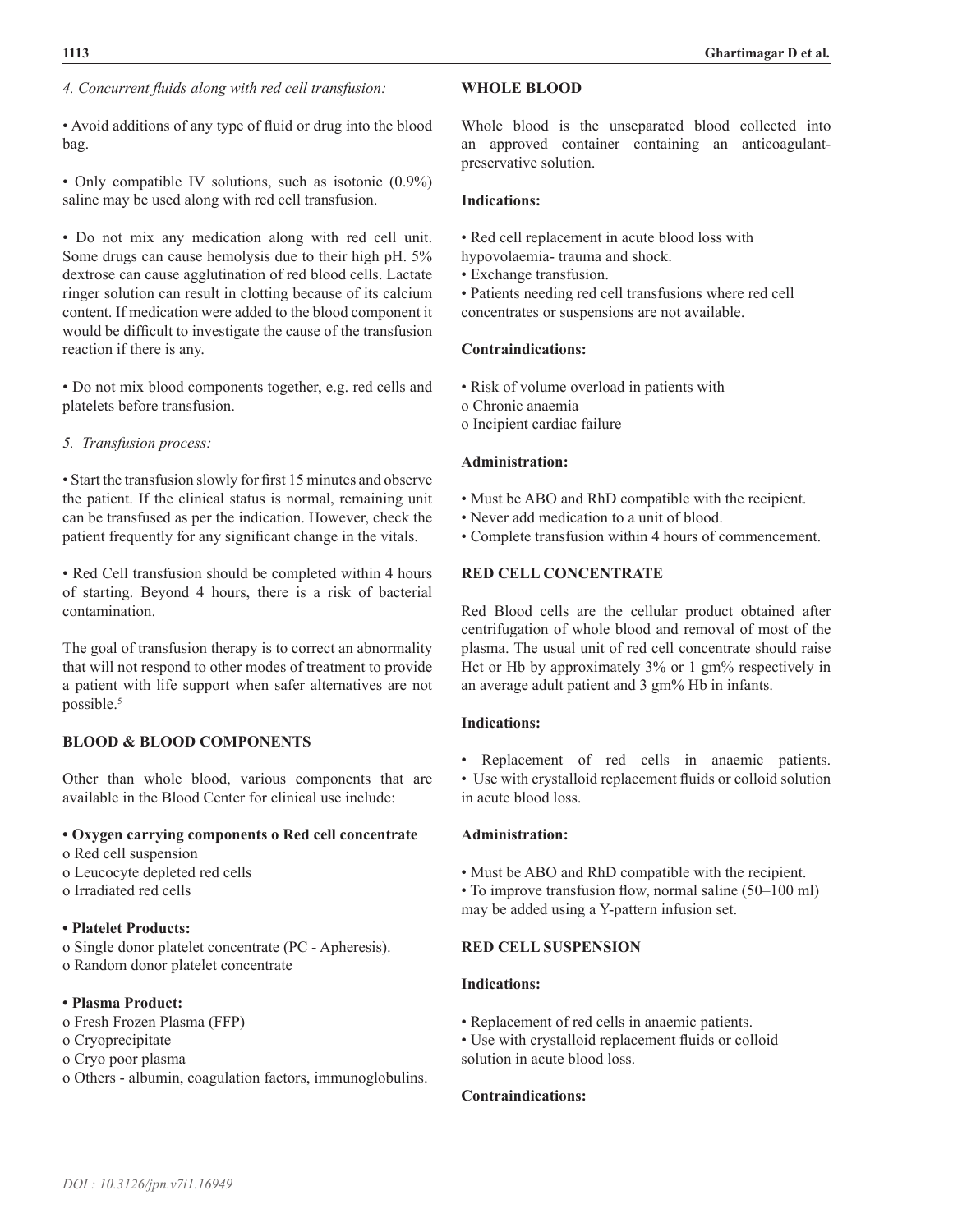*4. Concurrent fluids along with red cell transfusion:*

- Avoid additions of any type of fluid or drug into the blood bag.

- Only compatible IV solutions, such as isotonic (0.9%) saline may be used along with red cell transfusion.

- Do not mix any medication along with red cell unit. Some drugs can cause hemolysis due to their high pH. 5% dextrose can cause agglutination of red blood cells. Lactate ringer solution can result in clotting because of its calcium content. If medication were added to the blood component it would be difficult to investigate the cause of the transfusion reaction if there is any.

- Do not mix blood components together, e.g. red cells and platelets before transfusion.

*5. Transfusion process:*

- Start the transfusion slowly for first 15 minutes and observe the patient. If the clinical status is normal, remaining unit can be transfused as per the indication. However, check the patient frequently for any significant change in the vitals.

- Red Cell transfusion should be completed within 4 hours of starting. Beyond 4 hours, there is a risk of bacterial contamination.

The goal of transfusion therapy is to correct an abnormality that will not respond to other modes of treatment to provide a patient with life support when safer alternatives are not possible.[5]

## BLOOD & BLOOD COMPONENTS

Other than whole blood, various components that are available in the Blood Center for clinical use include:

- **Oxygen carrying components o Red cell concentrate**
  - o Red cell suspension
  - o Leucocyte depleted red cells
  - o Irradiated red cells

- **Platelet Products:**
  - o Single donor platelet concentrate (PC - Apheresis).
  - o Random donor platelet concentrate

- **Plasma Product:**
  - o Fresh Frozen Plasma (FFP)
  - o Cryoprecipitate
  - o Cryo poor plasma
  - o Others - albumin, coagulation factors, immunoglobulins.

## WHOLE BLOOD

Whole blood is the unseparated blood collected into an approved container containing an anticoagulant-preservative solution.

**Indications:**

- Red cell replacement in acute blood loss with hypovolaemia- trauma and shock.
- Exchange transfusion.
- Patients needing red cell transfusions where red cell concentrates or suspensions are not available.

**Contraindications:**

- Risk of volume overload in patients with
  - o Chronic anaemia
  - o Incipient cardiac failure

**Administration:**

- Must be ABO and RhD compatible with the recipient.
- Never add medication to a unit of blood.
- Complete transfusion within 4 hours of commencement.

## RED CELL CONCENTRATE

Red Blood cells are the cellular product obtained after centrifugation of whole blood and removal of most of the plasma. The usual unit of red cell concentrate should raise Hct or Hb by approximately 3% or 1 gm% respectively in an average adult patient and 3 gm% Hb in infants.

**Indications:**

- Replacement of red cells in anaemic patients.
- Use with crystalloid replacement fluids or colloid solution in acute blood loss.

**Administration:**

- Must be ABO and RhD compatible with the recipient.
- To improve transfusion flow, normal saline (50–100 ml) may be added using a Y-pattern infusion set.

## RED CELL SUSPENSION

**Indications:**

- Replacement of red cells in anaemic patients.
- Use with crystalloid replacement fluids or colloid solution in acute blood loss.

**Contraindications:**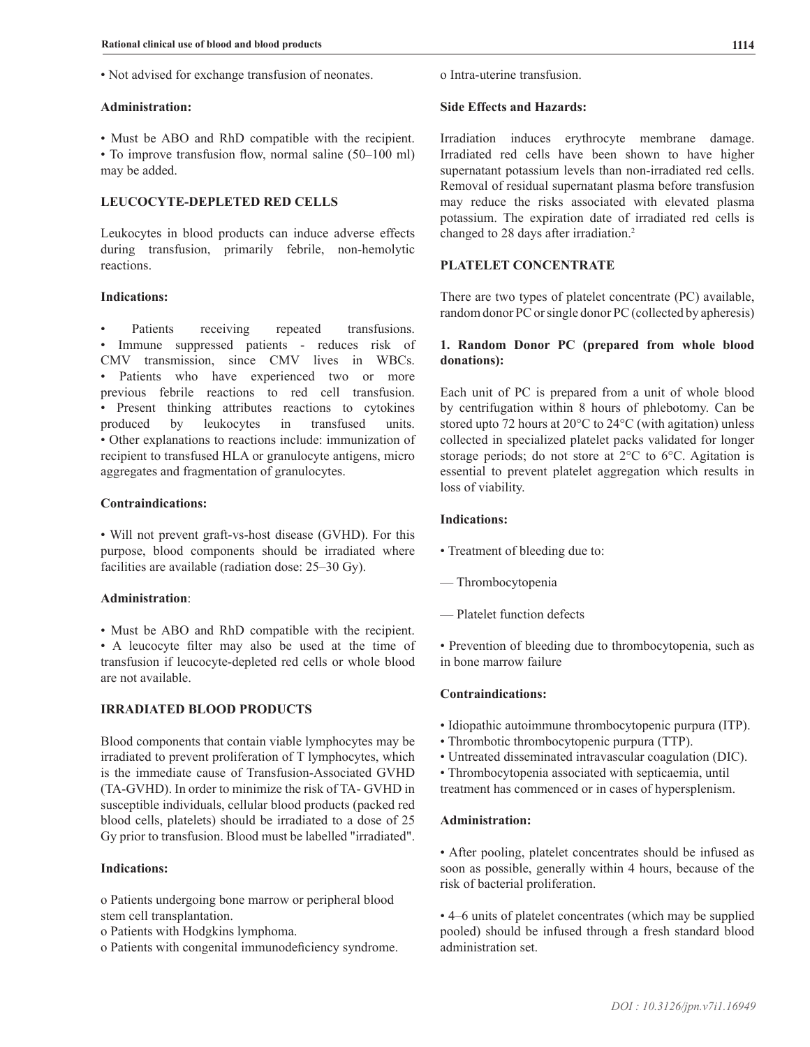- Not advised for exchange transfusion of neonates.

**Administration:**

- Must be ABO and RhD compatible with the recipient.
- To improve transfusion flow, normal saline (50–100 ml) may be added.

## LEUCOCYTE-DEPLETED RED CELLS

Leukocytes in blood products can induce adverse effects during transfusion, primarily febrile, non-hemolytic reactions.

**Indications:**

- Patients receiving repeated transfusions.
- Immune suppressed patients - reduces risk of CMV transmission, since CMV lives in WBCs.
- Patients who have experienced two or more previous febrile reactions to red cell transfusion.
- Present thinking attributes reactions to cytokines produced by leukocytes in transfused units.
- Other explanations to reactions include: immunization of recipient to transfused HLA or granulocyte antigens, micro aggregates and fragmentation of granulocytes.

**Contraindications:**

- Will not prevent graft-vs-host disease (GVHD). For this purpose, blood components should be irradiated where facilities are available (radiation dose: 25–30 Gy).

**Administration**:

- Must be ABO and RhD compatible with the recipient.
- A leucocyte filter may also be used at the time of transfusion if leucocyte-depleted red cells or whole blood are not available.

## IRRADIATED BLOOD PRODUCTS

Blood components that contain viable lymphocytes may be irradiated to prevent proliferation of T lymphocytes, which is the immediate cause of Transfusion-Associated GVHD (TA-GVHD). In order to minimize the risk of TA- GVHD in susceptible individuals, cellular blood products (packed red blood cells, platelets) should be irradiated to a dose of 25 Gy prior to transfusion. Blood must be labelled "irradiated".

**Indications:**

o Patients undergoing bone marrow or peripheral blood stem cell transplantation.
o Patients with Hodgkins lymphoma.
o Patients with congenital immunodeficiency syndrome.
o Intra-uterine transfusion.

**Side Effects and Hazards:**

Irradiation induces erythrocyte membrane damage. Irradiated red cells have been shown to have higher supernatant potassium levels than non-irradiated red cells. Removal of residual supernatant plasma before transfusion may reduce the risks associated with elevated plasma potassium. The expiration date of irradiated red cells is changed to 28 days after irradiation.[2]

## PLATELET CONCENTRATE

There are two types of platelet concentrate (PC) available, random donor PC or single donor PC (collected by apheresis)

### 1. Random Donor PC (prepared from whole blood donations):

Each unit of PC is prepared from a unit of whole blood by centrifugation within 8 hours of phlebotomy. Can be stored upto 72 hours at 20°C to 24°C (with agitation) unless collected in specialized platelet packs validated for longer storage periods; do not store at 2°C to 6°C. Agitation is essential to prevent platelet aggregation which results in loss of viability.

**Indications:**

- Treatment of bleeding due to:
  - Thrombocytopenia
  - Platelet function defects
- Prevention of bleeding due to thrombocytopenia, such as in bone marrow failure

**Contraindications:**

- Idiopathic autoimmune thrombocytopenic purpura (ITP).
- Thrombotic thrombocytopenic purpura (TTP).
- Untreated disseminated intravascular coagulation (DIC).
- Thrombocytopenia associated with septicaemia, until treatment has commenced or in cases of hypersplenism.

**Administration:**

- After pooling, platelet concentrates should be infused as soon as possible, generally within 4 hours, because of the risk of bacterial proliferation.
- 4–6 units of platelet concentrates (which may be supplied pooled) should be infused through a fresh standard blood administration set.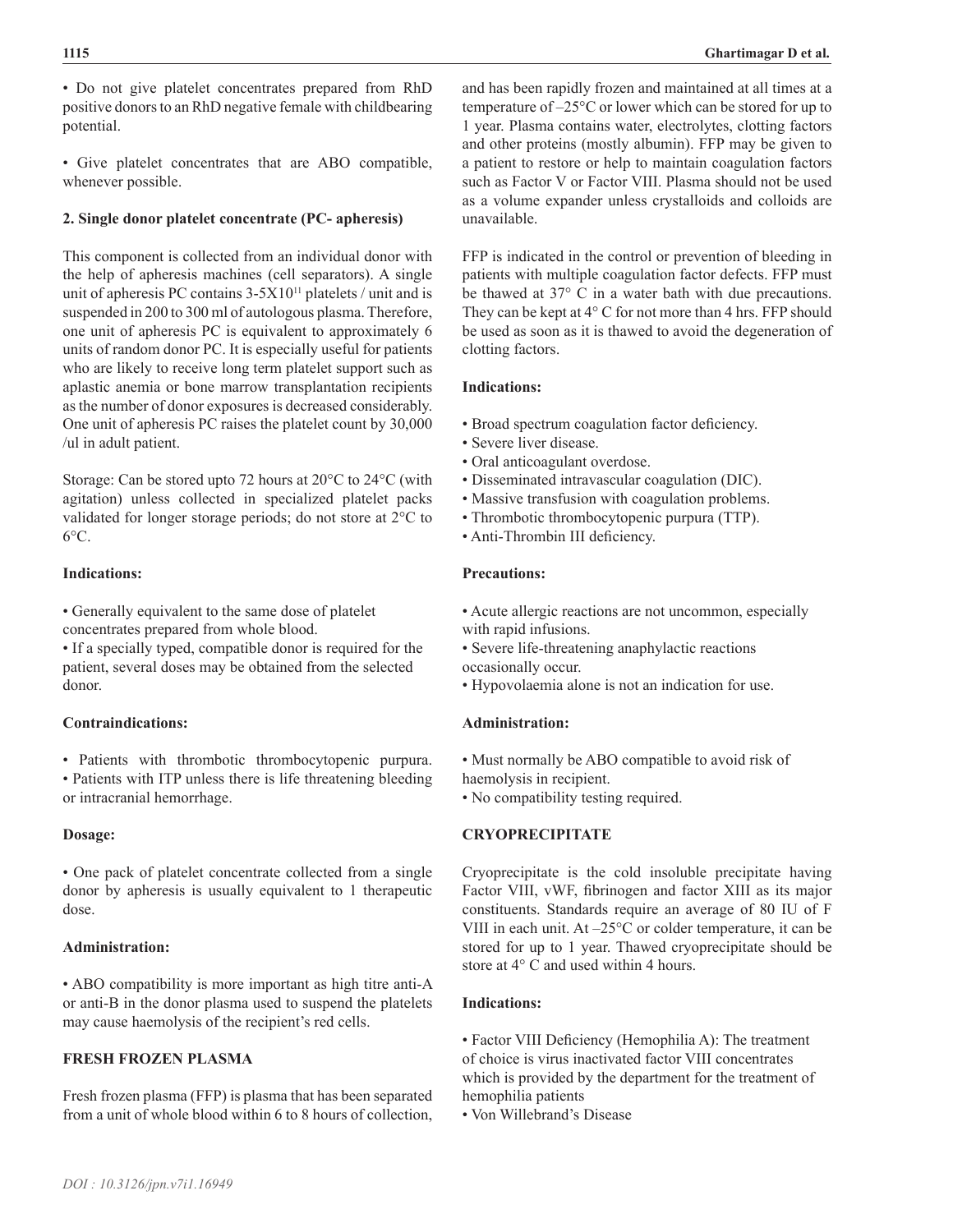• Do not give platelet concentrates prepared from RhD positive donors to an RhD negative female with childbearing potential.

• Give platelet concentrates that are ABO compatible, whenever possible.

**2. Single donor platelet concentrate (PC- apheresis)**

This component is collected from an individual donor with the help of apheresis machines (cell separators). A single unit of apheresis PC contains $3\text{-}5X10^{11}$ platelets / unit and is suspended in 200 to 300 ml of autologous plasma. Therefore, one unit of apheresis PC is equivalent to approximately 6 units of random donor PC. It is especially useful for patients who are likely to receive long term platelet support such as aplastic anemia or bone marrow transplantation recipients as the number of donor exposures is decreased considerably. One unit of apheresis PC raises the platelet count by 30,000 /ul in adult patient.

Storage: Can be stored upto 72 hours at 20°C to 24°C (with agitation) unless collected in specialized platelet packs validated for longer storage periods; do not store at 2°C to 6°C.

**Indications:**

• Generally equivalent to the same dose of platelet concentrates prepared from whole blood.
• If a specially typed, compatible donor is required for the patient, several doses may be obtained from the selected donor.

**Contraindications:**

• Patients with thrombotic thrombocytopenic purpura.
• Patients with ITP unless there is life threatening bleeding or intracranial hemorrhage.

**Dosage:**

• One pack of platelet concentrate collected from a single donor by apheresis is usually equivalent to 1 therapeutic dose.

**Administration:**

• ABO compatibility is more important as high titre anti-A or anti-B in the donor plasma used to suspend the platelets may cause haemolysis of the recipient's red cells.

**FRESH FROZEN PLASMA**

Fresh frozen plasma (FFP) is plasma that has been separated from a unit of whole blood within 6 to 8 hours of collection, and has been rapidly frozen and maintained at all times at a temperature of –25°C or lower which can be stored for up to 1 year. Plasma contains water, electrolytes, clotting factors and other proteins (mostly albumin). FFP may be given to a patient to restore or help to maintain coagulation factors such as Factor V or Factor VIII. Plasma should not be used as a volume expander unless crystalloids and colloids are unavailable.

FFP is indicated in the control or prevention of bleeding in patients with multiple coagulation factor defects. FFP must be thawed at 37° C in a water bath with due precautions. They can be kept at 4° C for not more than 4 hrs. FFP should be used as soon as it is thawed to avoid the degeneration of clotting factors.

**Indications:**

• Broad spectrum coagulation factor deficiency.
• Severe liver disease.
• Oral anticoagulant overdose.
• Disseminated intravascular coagulation (DIC).
• Massive transfusion with coagulation problems.
• Thrombotic thrombocytopenic purpura (TTP).
• Anti-Thrombin III deficiency.

**Precautions:**

• Acute allergic reactions are not uncommon, especially with rapid infusions.
• Severe life-threatening anaphylactic reactions occasionally occur.
• Hypovolaemia alone is not an indication for use.

**Administration:**

• Must normally be ABO compatible to avoid risk of haemolysis in recipient.
• No compatibility testing required.

**CRYOPRECIPITATE**

Cryoprecipitate is the cold insoluble precipitate having Factor VIII, vWF, fibrinogen and factor XIII as its major constituents. Standards require an average of 80 IU of F VIII in each unit. At –25°C or colder temperature, it can be stored for up to 1 year. Thawed cryoprecipitate should be store at 4° C and used within 4 hours.

**Indications:**

• Factor VIII Deficiency (Hemophilia A): The treatment of choice is virus inactivated factor VIII concentrates which is provided by the department for the treatment of hemophilia patients
• Von Willebrand's Disease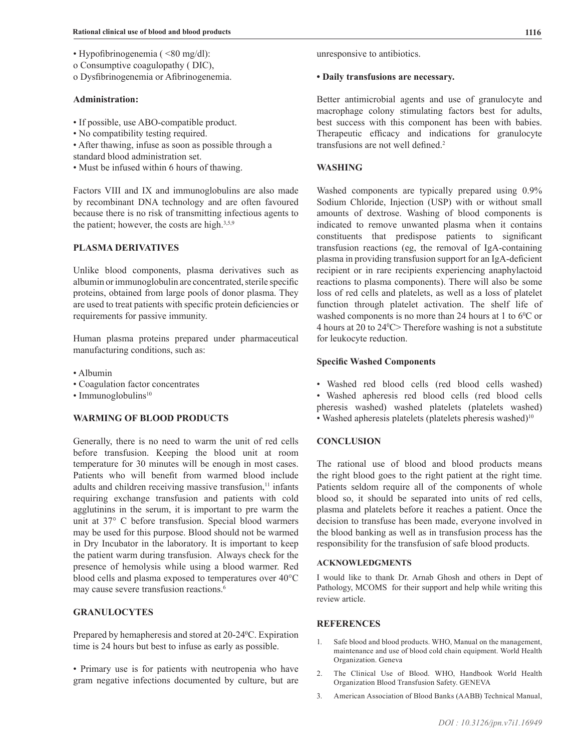• Hypofibrinogenemia ( <80 mg/dl):

o Consumptive coagulopathy ( DIC),

o Dysfibrinogenemia or Afibrinogenemia.

**Administration:**

- If possible, use ABO-compatible product.
- No compatibility testing required.
- After thawing, infuse as soon as possible through a standard blood administration set.
- Must be infused within 6 hours of thawing.

Factors VIII and IX and immunoglobulins are also made by recombinant DNA technology and are often favoured because there is no risk of transmitting infectious agents to the patient; however, the costs are high.[3,5,9]

## PLASMA DERIVATIVES

Unlike blood components, plasma derivatives such as albumin or immunoglobulin are concentrated, sterile specific proteins, obtained from large pools of donor plasma. They are used to treat patients with specific protein deficiencies or requirements for passive immunity.

Human plasma proteins prepared under pharmaceutical manufacturing conditions, such as:

- Albumin
- Coagulation factor concentrates
- Immunoglobulins[10]

## WARMING OF BLOOD PRODUCTS

Generally, there is no need to warm the unit of red cells before transfusion. Keeping the blood unit at room temperature for 30 minutes will be enough in most cases. Patients who will benefit from warmed blood include adults and children receiving massive transfusion,[11] infants requiring exchange transfusion and patients with cold agglutinins in the serum, it is important to pre warm the unit at 37° C before transfusion. Special blood warmers may be used for this purpose. Blood should not be warmed in Dry Incubator in the laboratory. It is important to keep the patient warm during transfusion. Always check for the presence of hemolysis while using a blood warmer. Red blood cells and plasma exposed to temperatures over 40°C may cause severe transfusion reactions.[6]

## GRANULOCYTES

Prepared by hemapheresis and stored at 20-24$^0$C. Expiration time is 24 hours but best to infuse as early as possible.

• Primary use is for patients with neutropenia who have gram negative infections documented by culture, but are unresponsive to antibiotics.

**• Daily transfusions are necessary.**

Better antimicrobial agents and use of granulocyte and macrophage colony stimulating factors best for adults, best success with this component has been with babies. Therapeutic efficacy and indications for granulocyte transfusions are not well defined.[2]

## WASHING

Washed components are typically prepared using 0.9% Sodium Chloride, Injection (USP) with or without small amounts of dextrose. Washing of blood components is indicated to remove unwanted plasma when it contains constituents that predispose patients to significant transfusion reactions (eg, the removal of IgA-containing plasma in providing transfusion support for an IgA-deficient recipient or in rare recipients experiencing anaphylactoid reactions to plasma components). There will also be some loss of red cells and platelets, as well as a loss of platelet function through platelet activation. The shelf life of washed components is no more than 24 hours at 1 to 6$^0$C or 4 hours at 20 to 24$^0$C> Therefore washing is not a substitute for leukocyte reduction.

**Specific Washed Components**

- Washed red blood cells (red blood cells washed)
- Washed apheresis red blood cells (red blood cells pheresis washed) washed platelets (platelets washed)
- Washed apheresis platelets (platelets pheresis washed)[10]

## CONCLUSION

The rational use of blood and blood products means the right blood goes to the right patient at the right time. Patients seldom require all of the components of whole blood so, it should be separated into units of red cells, plasma and platelets before it reaches a patient. Once the decision to transfuse has been made, everyone involved in the blood banking as well as in transfusion process has the responsibility for the transfusion of safe blood products.

## ACKNOWLEDGMENTS

I would like to thank Dr. Arnab Ghosh and others in Dept of Pathology, MCOMS for their support and help while writing this review article.

## REFERENCES

1. Safe blood and blood products. WHO, Manual on the management, maintenance and use of blood cold chain equipment. World Health Organization. Geneva
2. The Clinical Use of Blood. WHO, Handbook World Health Organization Blood Transfusion Safety. GENEVA
3. American Association of Blood Banks (AABB) Technical Manual,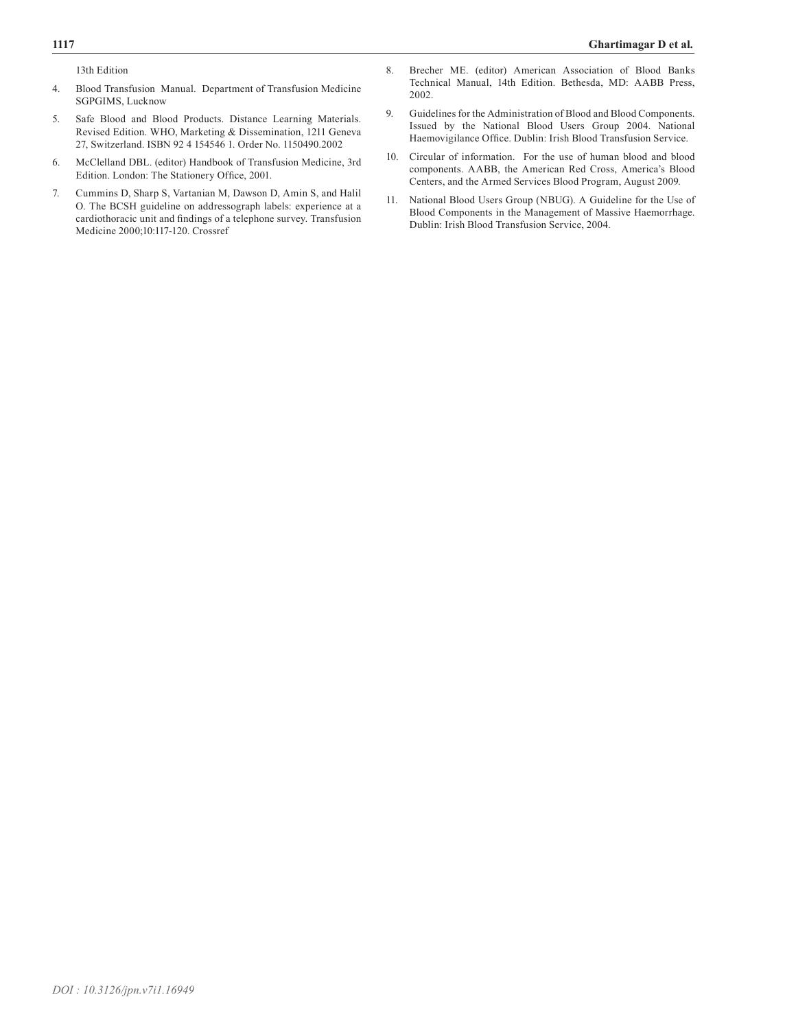13th Edition

4. Blood Transfusion Manual. Department of Transfusion Medicine SGPGIMS, Lucknow
5. Safe Blood and Blood Products. Distance Learning Materials. Revised Edition. WHO, Marketing & Dissemination, 1211 Geneva 27, Switzerland. ISBN 92 4 154546 1. Order No. 1150490.2002
6. McClelland DBL. (editor) Handbook of Transfusion Medicine, 3rd Edition. London: The Stationery Office, 2001.
7. Cummins D, Sharp S, Vartanian M, Dawson D, Amin S, and Halil O. The BCSH guideline on addressograph labels: experience at a cardiothoracic unit and findings of a telephone survey. Transfusion Medicine 2000;10:117-120. Crossref
8. Brecher ME. (editor) American Association of Blood Banks Technical Manual, 14th Edition. Bethesda, MD: AABB Press, 2002.
9. Guidelines for the Administration of Blood and Blood Components. Issued by the National Blood Users Group 2004. National Haemovigilance Office. Dublin: Irish Blood Transfusion Service.
10. Circular of information. For the use of human blood and blood components. AABB, the American Red Cross, America's Blood Centers, and the Armed Services Blood Program, August 2009.
11. National Blood Users Group (NBUG). A Guideline for the Use of Blood Components in the Management of Massive Haemorrhage. Dublin: Irish Blood Transfusion Service, 2004.